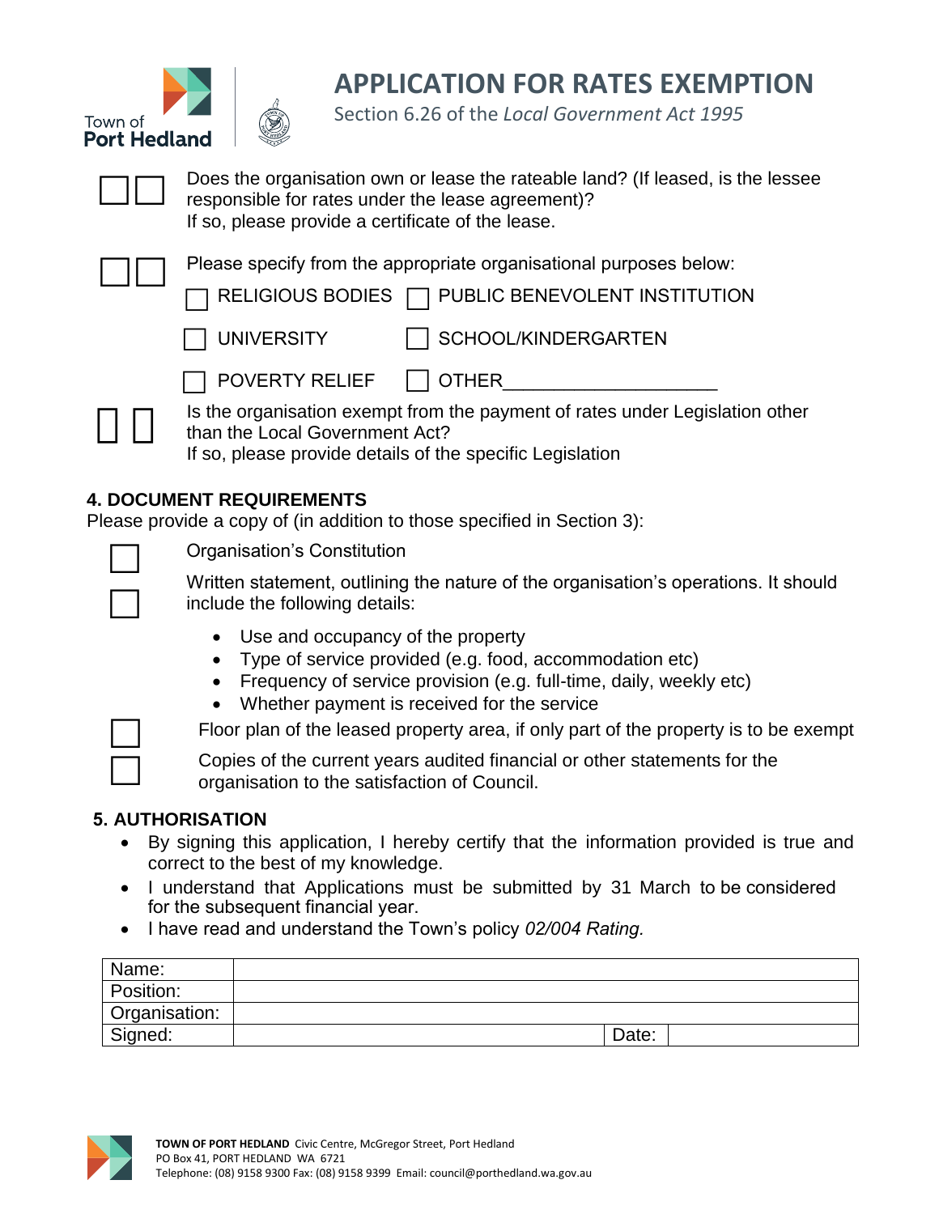# APPLICATION FOR RATES EXEMPTION

Section 6.26 of the *Local Government Act 1995*

☐ ☐ Does the organisation own or lease the rateable land? (If leased, is the lessee responsible for rates under the lease agreement)?
If so, please provide a certificate of the lease.

☐ ☐ Please specify from the appropriate organisational purposes below:

☐ RELIGIOUS BODIES ☐ PUBLIC BENEVOLENT INSTITUTION

☐ UNIVERSITY ☐ SCHOOL/KINDERGARTEN

☐ POVERTY RELIEF ☐ OTHER____________________

☐ ☐ Is the organisation exempt from the payment of rates under Legislation other than the Local Government Act?
If so, please provide details of the specific Legislation

**4. DOCUMENT REQUIREMENTS**

Please provide a copy of (in addition to those specified in Section 3):

☐ Organisation's Constitution

☐ Written statement, outlining the nature of the organisation's operations. It should include the following details:

- Use and occupancy of the property
- Type of service provided (e.g. food, accommodation etc)
- Frequency of service provision (e.g. full-time, daily, weekly etc)
- Whether payment is received for the service

☐ Floor plan of the leased property area, if only part of the property is to be exempt

☐ Copies of the current years audited financial or other statements for the organisation to the satisfaction of Council.

**5. AUTHORISATION**

- By signing this application, I hereby certify that the information provided is true and correct to the best of my knowledge.
- I understand that Applications must be submitted by 31 March to be considered for the subsequent financial year.
- I have read and understand the Town's policy *02/004 Rating.*

| Name: | | | |
|---|---|---|---|
| Position: | | | |
| Organisation: | | | |
| Signed: | | Date: | |

**TOWN OF PORT HEDLAND** Civic Centre, McGregor Street, Port Hedland
PO Box 41, PORT HEDLAND WA 6721
Telephone: (08) 9158 9300 Fax: (08) 9158 9399 Email: council@porthedland.wa.gov.au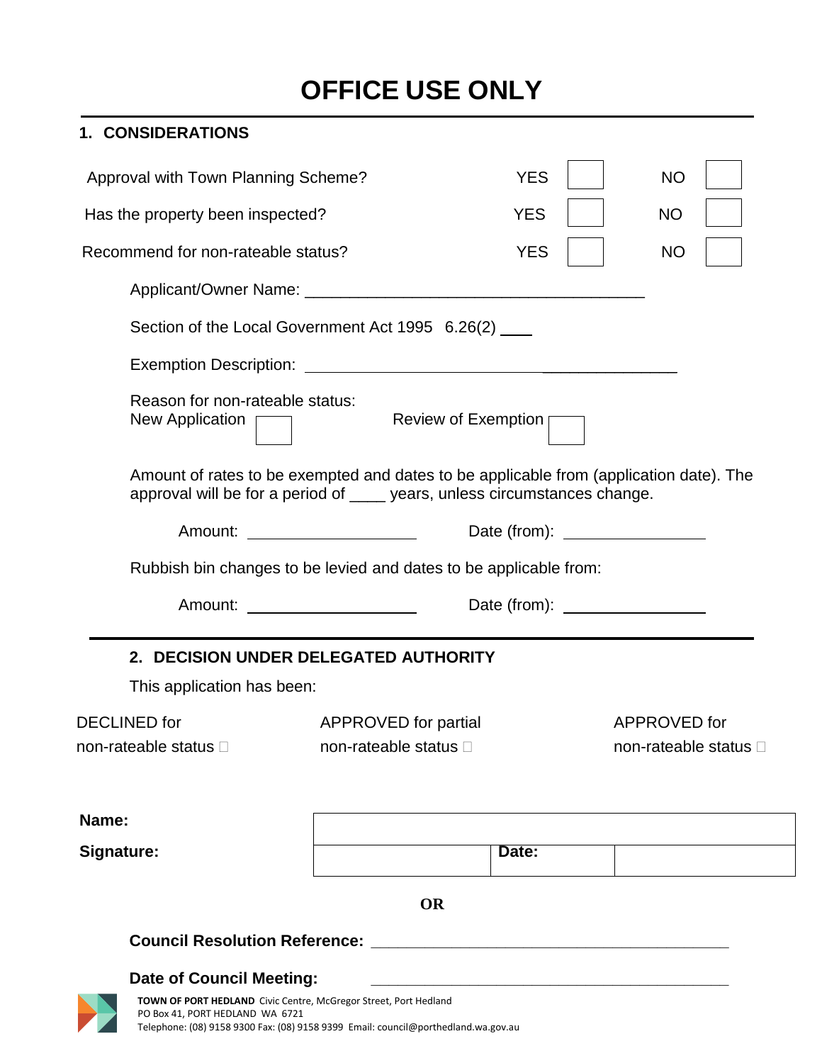# OFFICE USE ONLY

## 1. CONSIDERATIONS

| | | | | |
|---|---|---|---|---|
| Approval with Town Planning Scheme? | YES | ☐ | NO | ☐ |
| Has the property been inspected? | YES | ☐ | NO | ☐ |
| Recommend for non-rateable status? | YES | ☐ | NO | ☐ |

Applicant/Owner Name: ______________________________________

Section of the Local Government Act 1995 6.26(2) ___

Exemption Description: ______________________________________

Reason for non-rateable status:
New Application ☐ Review of Exemption ☐

Amount of rates to be exempted and dates to be applicable from (application date). The approval will be for a period of ____ years, unless circumstances change.

Amount: ____________________ Date (from): ________________

Rubbish bin changes to be levied and dates to be applicable from:

Amount: ____________________ Date (from): ________________

## 2. DECISION UNDER DELEGATED AUTHORITY

This application has been:

DECLINED for non-rateable status ☐ APPROVED for partial non-rateable status ☐ APPROVED for non-rateable status ☐

| | | | |
|---|---|---|---|
| **Name:** | | | |
| **Signature:** | | **Date:** | |

**OR**

**Council Resolution Reference:** ________________________________________

**Date of Council Meeting:** ________________________________________

**TOWN OF PORT HEDLAND** Civic Centre, McGregor Street, Port Hedland
PO Box 41, PORT HEDLAND WA 6721
Telephone: (08) 9158 9300 Fax: (08) 9158 9399 Email: council@porthedland.wa.gov.au